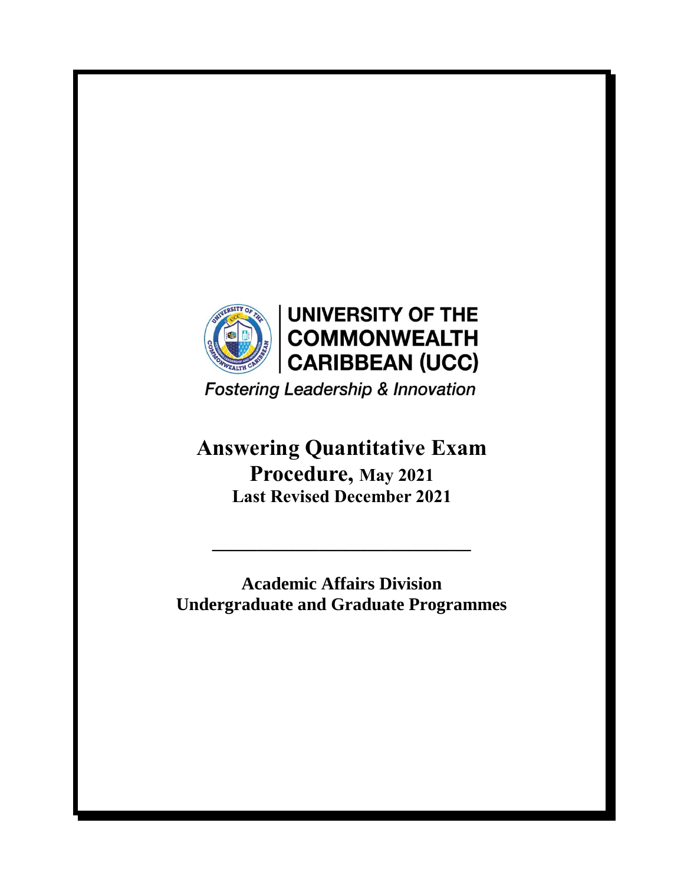UNIVERSITY OF THE COMMONWEALTH CARIBBEAN (UCC)

*Fostering Leadership & Innovation*

# Answering Quantitative Exam Procedure, May 2021

**Last Revised December 2021**

---

**Academic Affairs Division**
**Undergraduate and Graduate Programmes**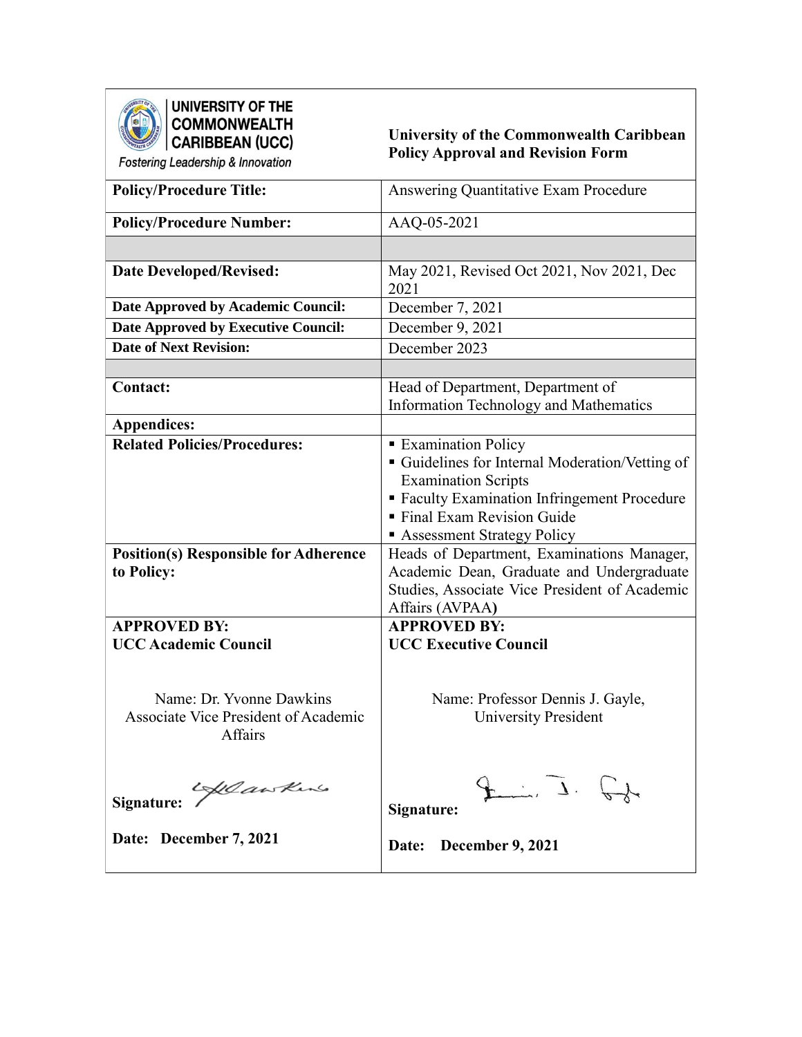| UNIVERSITY OF THE COMMONWEALTH CARIBBEAN (UCC) *Fostering Leadership & Innovation* | **University of the Commonwealth Caribbean Policy Approval and Revision Form** |
|---|---|
| **Policy/Procedure Title:** | Answering Quantitative Exam Procedure |
| **Policy/Procedure Number:** | AAQ-05-2021 |
| | |
| **Date Developed/Revised:** | May 2021, Revised Oct 2021, Nov 2021, Dec 2021 |
| **Date Approved by Academic Council:** | December 7, 2021 |
| **Date Approved by Executive Council:** | December 9, 2021 |
| **Date of Next Revision:** | December 2023 |
| | |
| **Contact:** | Head of Department, Department of Information Technology and Mathematics |
| **Appendices:** | |
| **Related Policies/Procedures:** | ▪ Examination Policy<br>▪ Guidelines for Internal Moderation/Vetting of Examination Scripts<br>▪ Faculty Examination Infringement Procedure<br>▪ Final Exam Revision Guide<br>▪ Assessment Strategy Policy |
| **Position(s) Responsible for Adherence to Policy:** | Heads of Department, Examinations Manager, Academic Dean, Graduate and Undergraduate Studies, Associate Vice President of Academic Affairs (AVPAA) |
| **APPROVED BY:**<br>**UCC Academic Council**<br><br>Name: Dr. Yvonne Dawkins<br>Associate Vice President of Academic Affairs<br><br>**Signature:** YDawkins<br><br>**Date: December 7, 2021** | **APPROVED BY:**<br>**UCC Executive Council**<br><br>Name: Professor Dennis J. Gayle,<br>University President<br><br>**Signature:** Dennis J. Gayle<br><br>**Date: December 9, 2021** |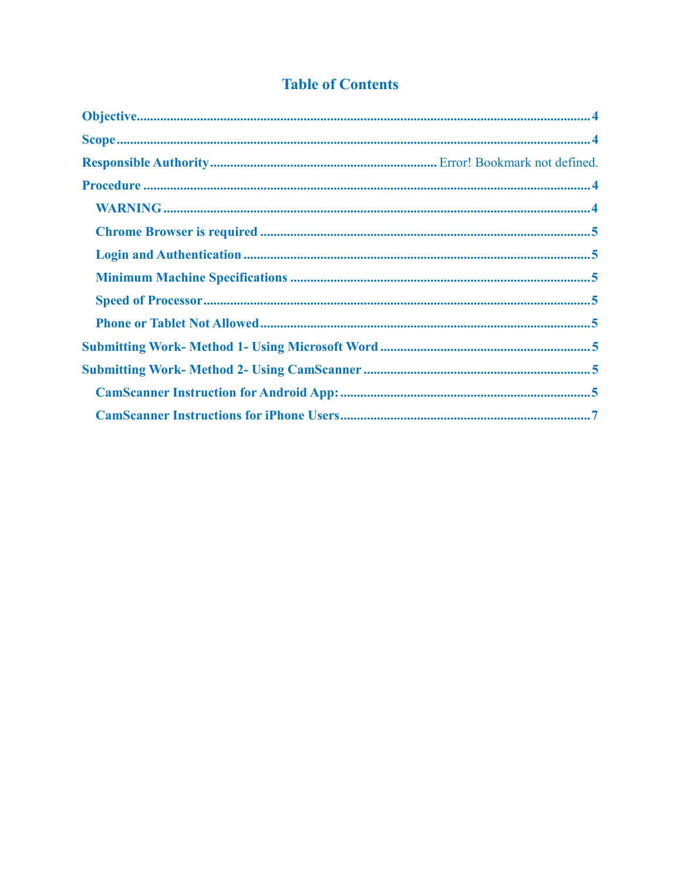# Table of Contents

- Objective....................................................................................................................4
- Scope............................................................................................................................4
- Responsible Authority.................................................................. Error! Bookmark not defined.
- Procedure ....................................................................................................................4
  - WARNING..............................................................................................................4
  - Chrome Browser is required ..................................................................................5
  - Login and Authentication ......................................................................................5
  - Minimum Machine Specifications ........................................................................5
  - Speed of Processor..................................................................................................5
  - Phone or Tablet Not Allowed.................................................................................5
- Submitting Work- Method 1- Using Microsoft Word ..............................................5
- Submitting Work- Method 2- Using CamScanner ...................................................5
  - CamScanner Instruction for Android App:...........................................................5
  - CamScanner Instructions for iPhone Users...........................................................7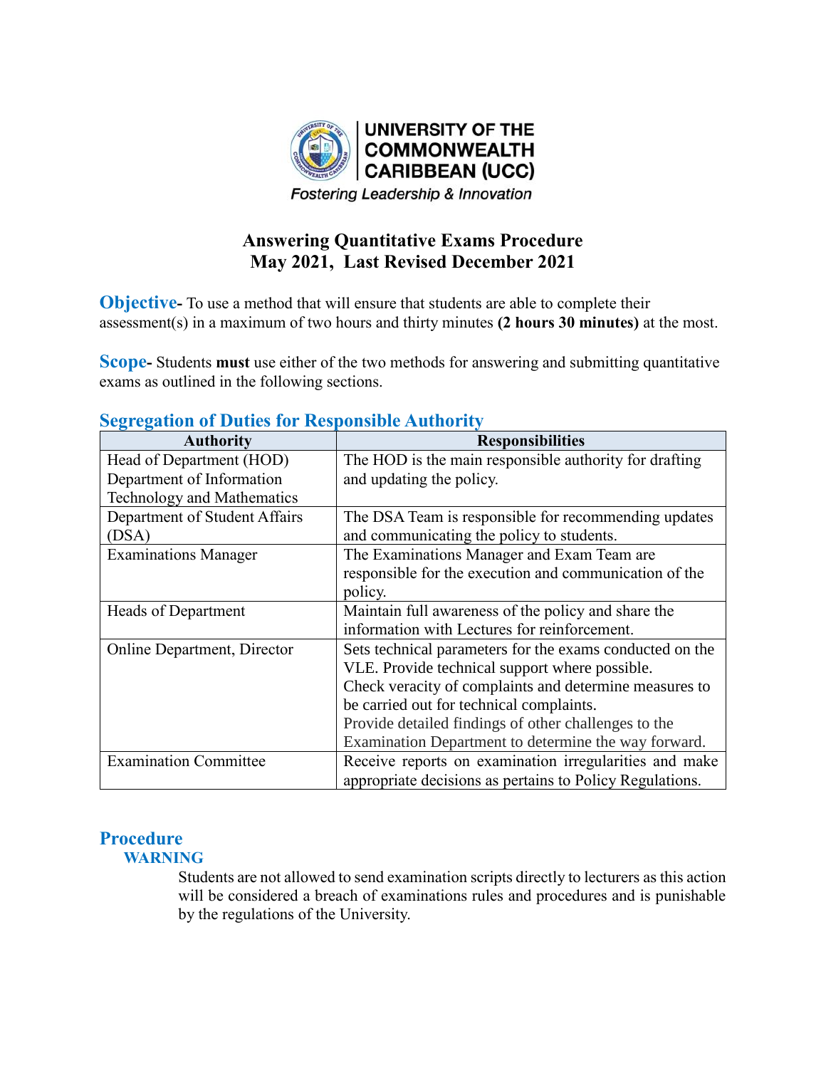UNIVERSITY OF THE COMMONWEALTH CARIBBEAN (UCC)

*Fostering Leadership & Innovation*

# Answering Quantitative Exams Procedure
# May 2021, Last Revised December 2021

**Objective-** To use a method that will ensure that students are able to complete their assessment(s) in a maximum of two hours and thirty minutes **(2 hours 30 minutes)** at the most.

**Scope-** Students **must** use either of the two methods for answering and submitting quantitative exams as outlined in the following sections.

## Segregation of Duties for Responsible Authority

| Authority | Responsibilities |
|---|---|
| Head of Department (HOD) Department of Information Technology and Mathematics | The HOD is the main responsible authority for drafting and updating the policy. |
| Department of Student Affairs (DSA) | The DSA Team is responsible for recommending updates and communicating the policy to students. |
| Examinations Manager | The Examinations Manager and Exam Team are responsible for the execution and communication of the policy. |
| Heads of Department | Maintain full awareness of the policy and share the information with Lectures for reinforcement. |
| Online Department, Director | Sets technical parameters for the exams conducted on the VLE. Provide technical support where possible. Check veracity of complaints and determine measures to be carried out for technical complaints. Provide detailed findings of other challenges to the Examination Department to determine the way forward. |
| Examination Committee | Receive reports on examination irregularities and make appropriate decisions as pertains to Policy Regulations. |

## Procedure

### WARNING

Students are not allowed to send examination scripts directly to lecturers as this action will be considered a breach of examinations rules and procedures and is punishable by the regulations of the University.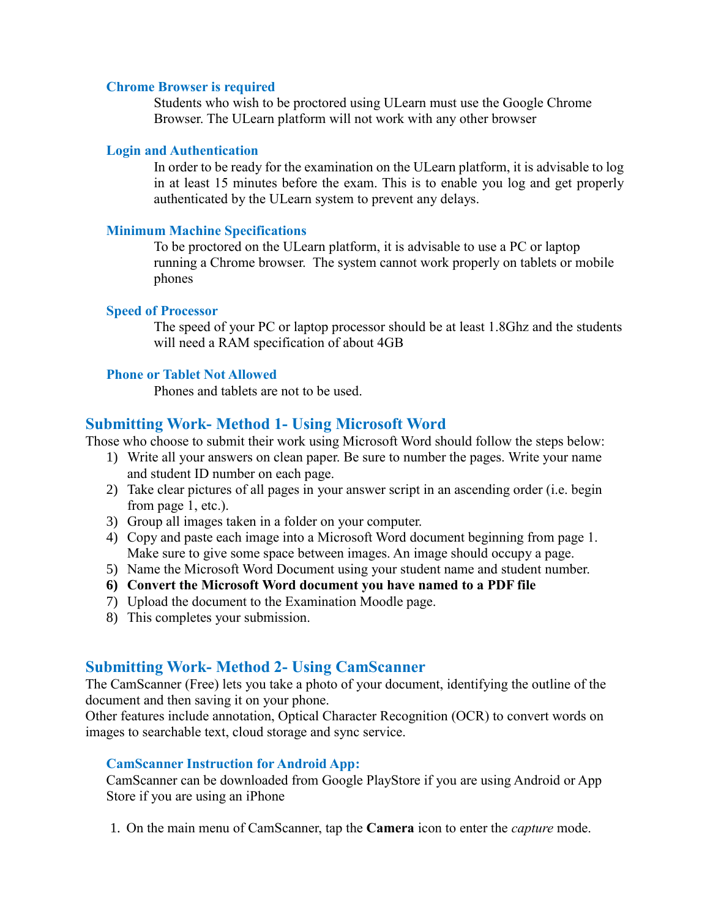### Chrome Browser is required

Students who wish to be proctored using ULearn must use the Google Chrome Browser. The ULearn platform will not work with any other browser

### Login and Authentication

In order to be ready for the examination on the ULearn platform, it is advisable to log in at least 15 minutes before the exam. This is to enable you log and get properly authenticated by the ULearn system to prevent any delays.

### Minimum Machine Specifications

To be proctored on the ULearn platform, it is advisable to use a PC or laptop running a Chrome browser.  The system cannot work properly on tablets or mobile phones

### Speed of Processor

The speed of your PC or laptop processor should be at least 1.8Ghz and the students will need a RAM specification of about 4GB

### Phone or Tablet Not Allowed

Phones and tablets are not to be used.

## Submitting Work- Method 1- Using Microsoft Word

Those who choose to submit their work using Microsoft Word should follow the steps below:

1) Write all your answers on clean paper. Be sure to number the pages. Write your name and student ID number on each page.
2) Take clear pictures of all pages in your answer script in an ascending order (i.e. begin from page 1, etc.).
3) Group all images taken in a folder on your computer.
4) Copy and paste each image into a Microsoft Word document beginning from page 1. Make sure to give some space between images. An image should occupy a page.
5) Name the Microsoft Word Document using your student name and student number.
6) **Convert the Microsoft Word document you have named to a PDF file**
7) Upload the document to the Examination Moodle page.
8) This completes your submission.

## Submitting Work- Method 2- Using CamScanner

The CamScanner (Free) lets you take a photo of your document, identifying the outline of the document and then saving it on your phone.
Other features include annotation, Optical Character Recognition (OCR) to convert words on images to searchable text, cloud storage and sync service.

### CamScanner Instruction for Android App:

CamScanner can be downloaded from Google PlayStore if you are using Android or App Store if you are using an iPhone

1. On the main menu of CamScanner, tap the **Camera** icon to enter the *capture* mode.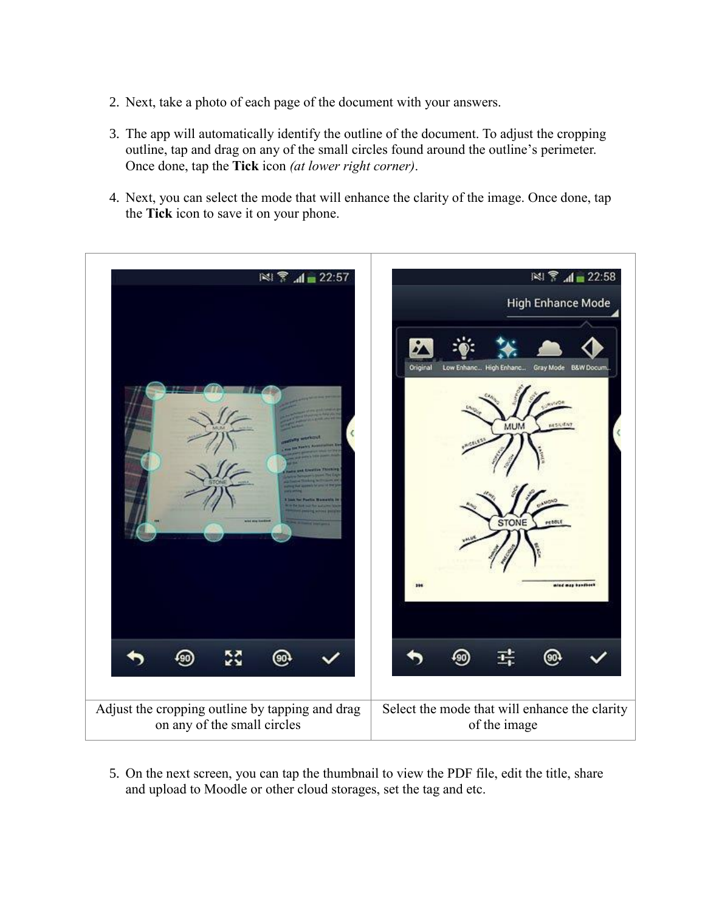2. Next, take a photo of each page of the document with your answers.

3. The app will automatically identify the outline of the document. To adjust the cropping outline, tap and drag on any of the small circles found around the outline's perimeter. Once done, tap the **Tick** icon *(at lower right corner)*.

4. Next, you can select the mode that will enhance the clarity of the image. Once done, tap the **Tick** icon to save it on your phone.

| | |
|---|---|
| Adjust the cropping outline by tapping and drag on any of the small circles | Select the mode that will enhance the clarity of the image |

5. On the next screen, you can tap the thumbnail to view the PDF file, edit the title, share and upload to Moodle or other cloud storages, set the tag and etc.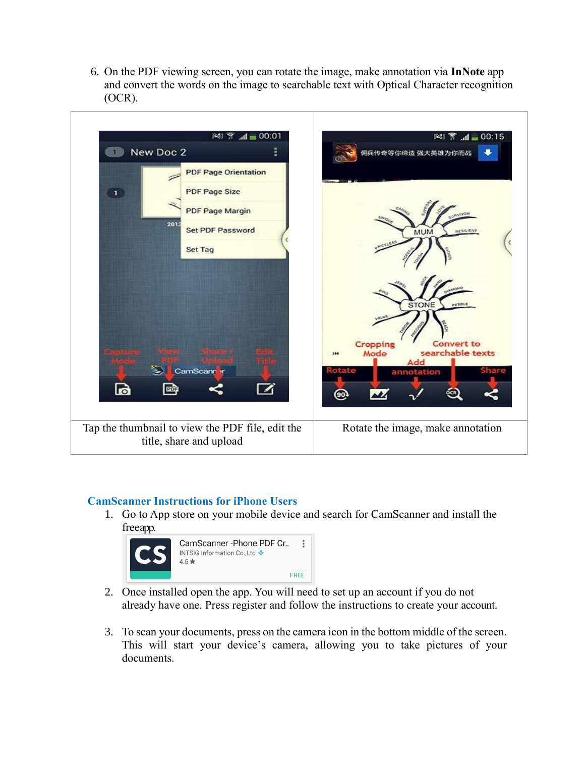6. On the PDF viewing screen, you can rotate the image, make annotation via **InNote** app and convert the words on the image to searchable text with Optical Character recognition (OCR).

| | |
|---|---|
| Tap the thumbnail to view the PDF file, edit the title, share and upload | Rotate the image, make annotation |

### CamScanner Instructions for iPhone Users

1. Go to App store on your mobile device and search for CamScanner and install the freeapp.
2. Once installed open the app. You will need to set up an account if you do not already have one. Press register and follow the instructions to create your account.
3. To scan your documents, press on the camera icon in the bottom middle of the screen. This will start your device's camera, allowing you to take pictures of your documents.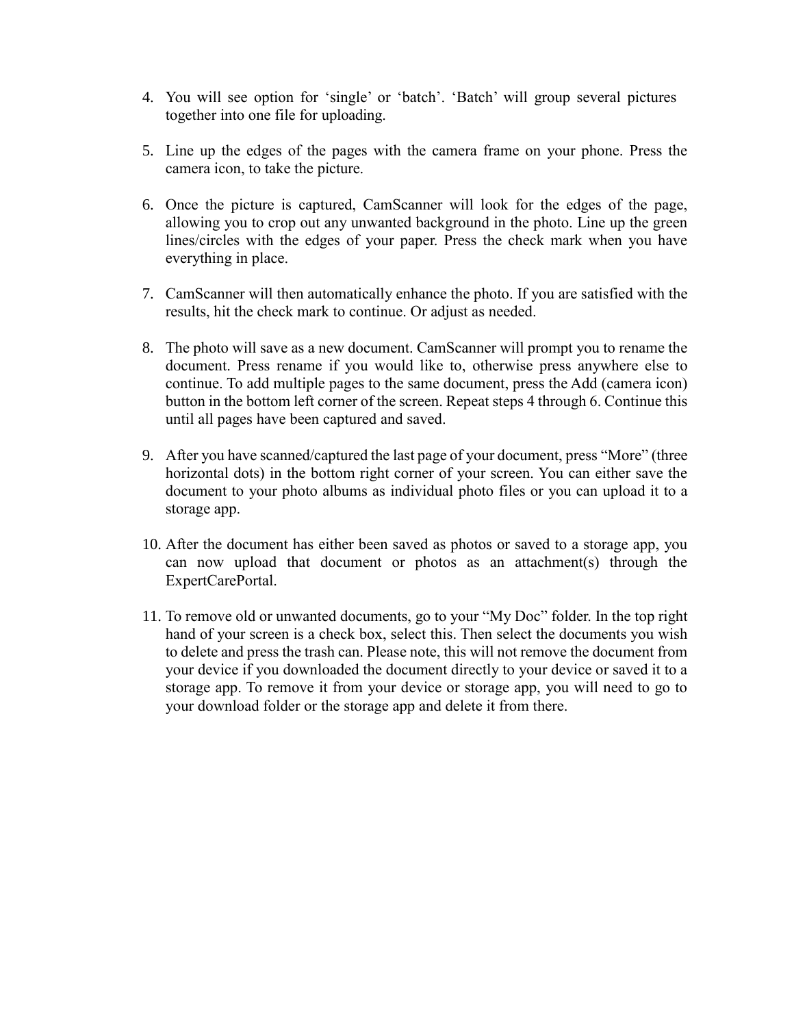4. You will see option for ‘single’ or ‘batch’. ‘Batch’ will group several pictures together into one file for uploading.

5. Line up the edges of the pages with the camera frame on your phone. Press the camera icon, to take the picture.

6. Once the picture is captured, CamScanner will look for the edges of the page, allowing you to crop out any unwanted background in the photo. Line up the green lines/circles with the edges of your paper. Press the check mark when you have everything in place.

7. CamScanner will then automatically enhance the photo. If you are satisfied with the results, hit the check mark to continue. Or adjust as needed.

8. The photo will save as a new document. CamScanner will prompt you to rename the document. Press rename if you would like to, otherwise press anywhere else to continue. To add multiple pages to the same document, press the Add (camera icon) button in the bottom left corner of the screen. Repeat steps 4 through 6. Continue this until all pages have been captured and saved.

9. After you have scanned/captured the last page of your document, press “More” (three horizontal dots) in the bottom right corner of your screen. You can either save the document to your photo albums as individual photo files or you can upload it to a storage app.

10. After the document has either been saved as photos or saved to a storage app, you can now upload that document or photos as an attachment(s) through the ExpertCarePortal.

11. To remove old or unwanted documents, go to your “My Doc” folder. In the top right hand of your screen is a check box, select this. Then select the documents you wish to delete and press the trash can. Please note, this will not remove the document from your device if you downloaded the document directly to your device or saved it to a storage app. To remove it from your device or storage app, you will need to go to your download folder or the storage app and delete it from there.